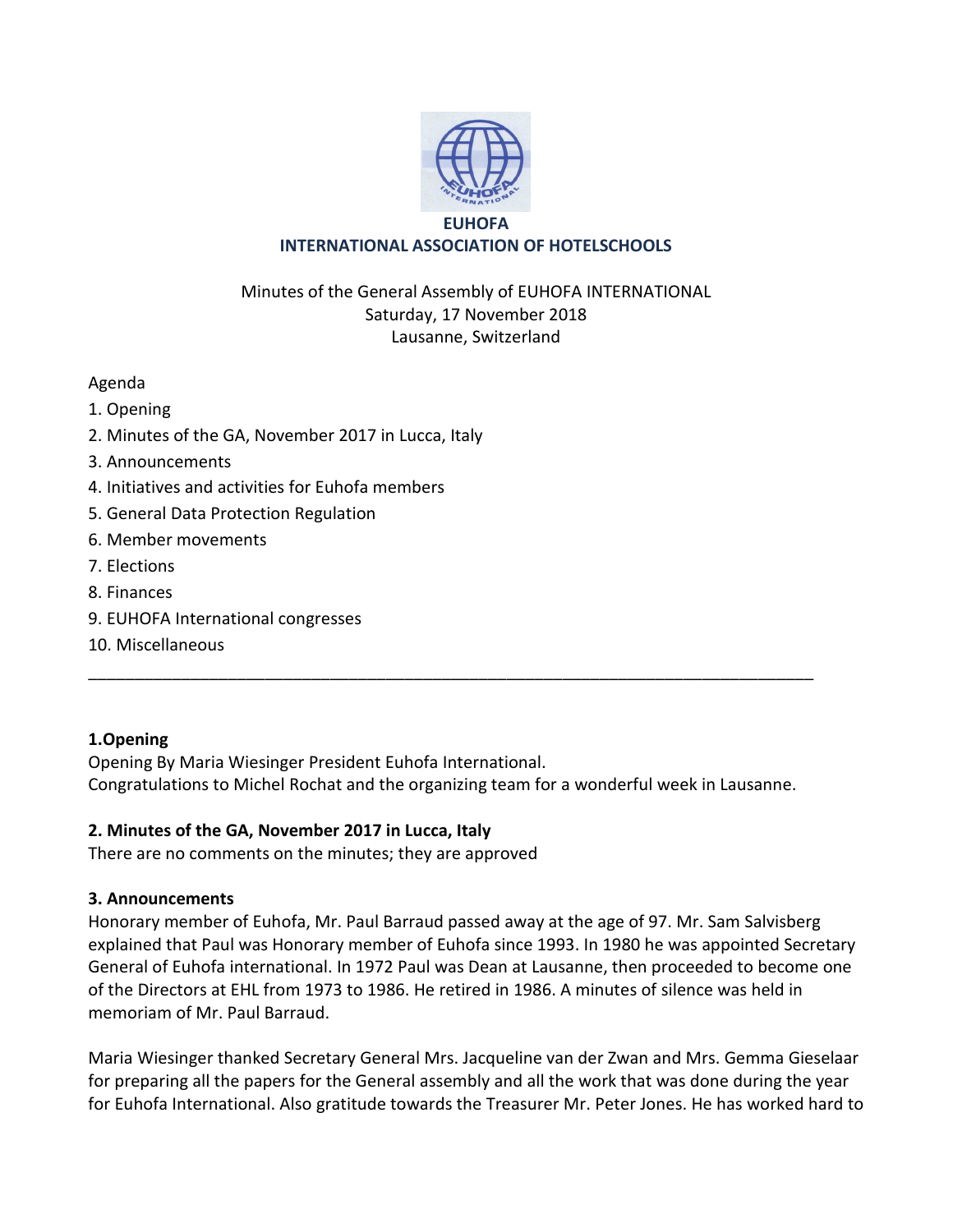**EUHOFA**
**INTERNATIONAL ASSOCIATION OF HOTELSCHOOLS**

Minutes of the General Assembly of EUHOFA INTERNATIONAL
Saturday, 17 November 2018
Lausanne, Switzerland

Agenda

1. Opening
2. Minutes of the GA, November 2017 in Lucca, Italy
3. Announcements
4. Initiatives and activities for Euhofa members
5. General Data Protection Regulation
6. Member movements
7. Elections
8. Finances
9. EUHOFA International congresses
10. Miscellaneous

---

## 1.Opening

Opening By Maria Wiesinger President Euhofa International.
Congratulations to Michel Rochat and the organizing team for a wonderful week in Lausanne.

## 2. Minutes of the GA, November 2017 in Lucca, Italy

There are no comments on the minutes; they are approved

## 3. Announcements

Honorary member of Euhofa, Mr. Paul Barraud passed away at the age of 97. Mr. Sam Salvisberg explained that Paul was Honorary member of Euhofa since 1993. In 1980 he was appointed Secretary General of Euhofa international. In 1972 Paul was Dean at Lausanne, then proceeded to become one of the Directors at EHL from 1973 to 1986. He retired in 1986. A minutes of silence was held in memoriam of Mr. Paul Barraud.

Maria Wiesinger thanked Secretary General Mrs. Jacqueline van der Zwan and Mrs. Gemma Gieselaar for preparing all the papers for the General assembly and all the work that was done during the year for Euhofa International. Also gratitude towards the Treasurer Mr. Peter Jones. He has worked hard to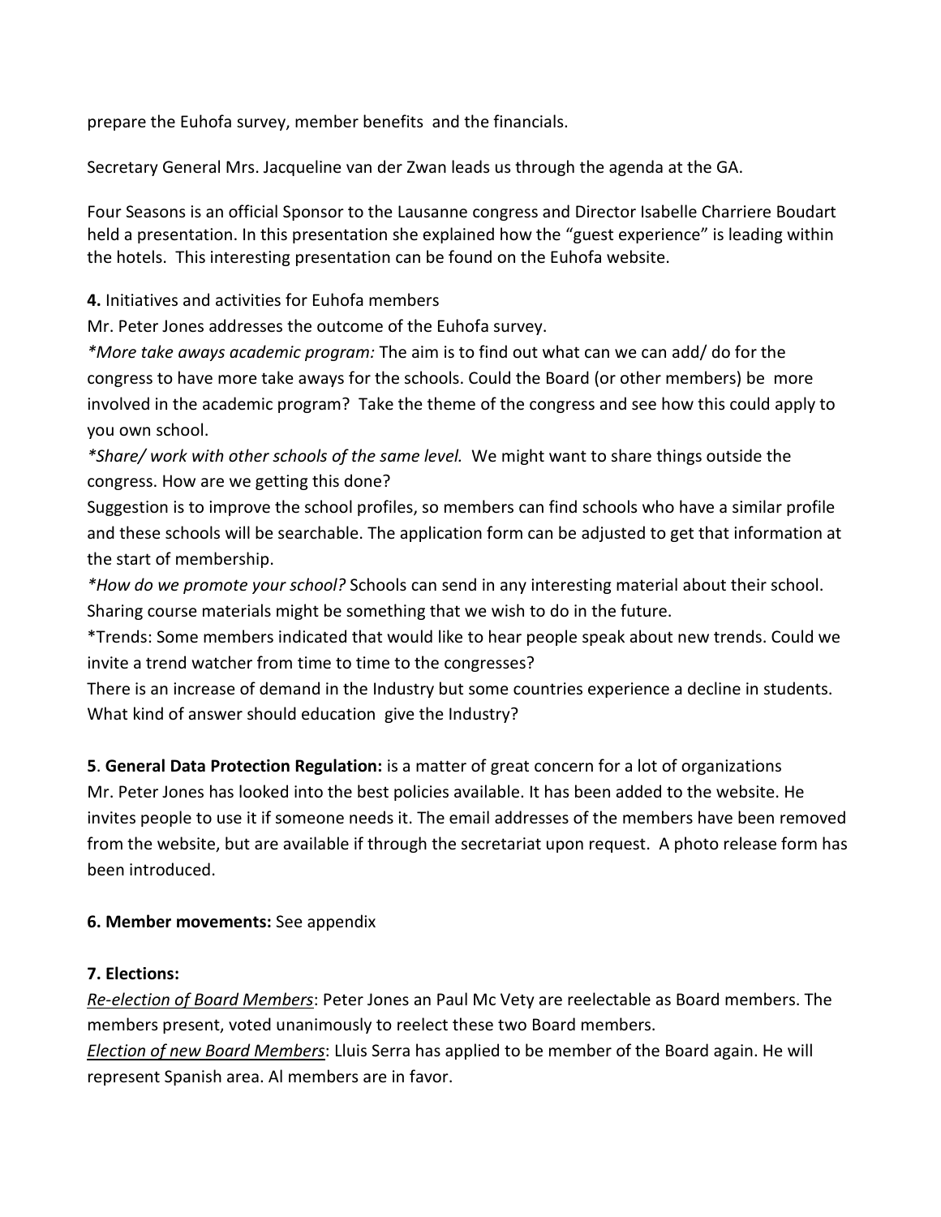prepare the Euhofa survey, member benefits  and the financials.

Secretary General Mrs. Jacqueline van der Zwan leads us through the agenda at the GA.

Four Seasons is an official Sponsor to the Lausanne congress and Director Isabelle Charriere Boudart held a presentation. In this presentation she explained how the "guest experience" is leading within the hotels.  This interesting presentation can be found on the Euhofa website.

**4.** Initiatives and activities for Euhofa members

Mr. Peter Jones addresses the outcome of the Euhofa survey.

*\*More take aways academic program:* The aim is to find out what can we can add/ do for the congress to have more take aways for the schools. Could the Board (or other members) be  more involved in the academic program?  Take the theme of the congress and see how this could apply to you own school.

*\*Share/ work with other schools of the same level.* We might want to share things outside the congress. How are we getting this done?

Suggestion is to improve the school profiles, so members can find schools who have a similar profile and these schools will be searchable. The application form can be adjusted to get that information at the start of membership.

*\*How do we promote your school?* Schools can send in any interesting material about their school. Sharing course materials might be something that we wish to do in the future.

\*Trends: Some members indicated that would like to hear people speak about new trends. Could we invite a trend watcher from time to time to the congresses?

There is an increase of demand in the Industry but some countries experience a decline in students. What kind of answer should education  give the Industry?

**5**. **General Data Protection Regulation:** is a matter of great concern for a lot of organizations

Mr. Peter Jones has looked into the best policies available. It has been added to the website. He invites people to use it if someone needs it. The email addresses of the members have been removed from the website, but are available if through the secretariat upon request.  A photo release form has been introduced.

**6. Member movements:** See appendix

**7. Elections:**

*Re-election of Board Members*: Peter Jones an Paul Mc Vety are reelectable as Board members. The members present, voted unanimously to reelect these two Board members.

*Election of new Board Members*: Lluis Serra has applied to be member of the Board again. He will represent Spanish area. Al members are in favor.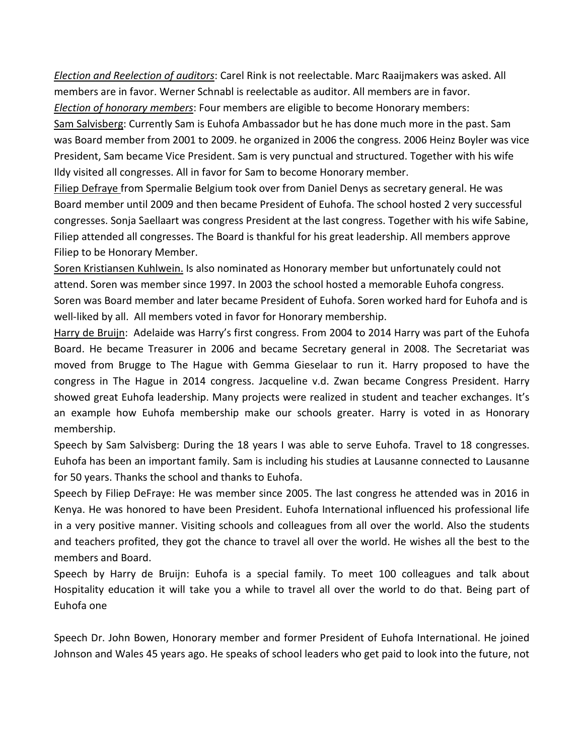*Election and Reelection of auditors*: Carel Rink is not reelectable. Marc Raaijmakers was asked. All members are in favor. Werner Schnabl is reelectable as auditor. All members are in favor.

*Election of honorary members*: Four members are eligible to become Honorary members:

Sam Salvisberg: Currently Sam is Euhofa Ambassador but he has done much more in the past. Sam was Board member from 2001 to 2009. he organized in 2006 the congress. 2006 Heinz Boyler was vice President, Sam became Vice President. Sam is very punctual and structured. Together with his wife Ildy visited all congresses. All in favor for Sam to become Honorary member.

Filiep Defraye from Spermalie Belgium took over from Daniel Denys as secretary general. He was Board member until 2009 and then became President of Euhofa. The school hosted 2 very successful congresses. Sonja Saellaart was congress President at the last congress. Together with his wife Sabine, Filiep attended all congresses. The Board is thankful for his great leadership. All members approve Filiep to be Honorary Member.

Soren Kristiansen Kuhlwein. Is also nominated as Honorary member but unfortunately could not attend. Soren was member since 1997. In 2003 the school hosted a memorable Euhofa congress. Soren was Board member and later became President of Euhofa. Soren worked hard for Euhofa and is well-liked by all. All members voted in favor for Honorary membership.

Harry de Bruijn: Adelaide was Harry's first congress. From 2004 to 2014 Harry was part of the Euhofa Board. He became Treasurer in 2006 and became Secretary general in 2008. The Secretariat was moved from Brugge to The Hague with Gemma Gieselaar to run it. Harry proposed to have the congress in The Hague in 2014 congress. Jacqueline v.d. Zwan became Congress President. Harry showed great Euhofa leadership. Many projects were realized in student and teacher exchanges. It's an example how Euhofa membership make our schools greater. Harry is voted in as Honorary membership.

Speech by Sam Salvisberg: During the 18 years I was able to serve Euhofa. Travel to 18 congresses. Euhofa has been an important family. Sam is including his studies at Lausanne connected to Lausanne for 50 years. Thanks the school and thanks to Euhofa.

Speech by Filiep DeFraye: He was member since 2005. The last congress he attended was in 2016 in Kenya. He was honored to have been President. Euhofa International influenced his professional life in a very positive manner. Visiting schools and colleagues from all over the world. Also the students and teachers profited, they got the chance to travel all over the world. He wishes all the best to the members and Board.

Speech by Harry de Bruijn: Euhofa is a special family. To meet 100 colleagues and talk about Hospitality education it will take you a while to travel all over the world to do that. Being part of Euhofa one

Speech Dr. John Bowen, Honorary member and former President of Euhofa International. He joined Johnson and Wales 45 years ago. He speaks of school leaders who get paid to look into the future, not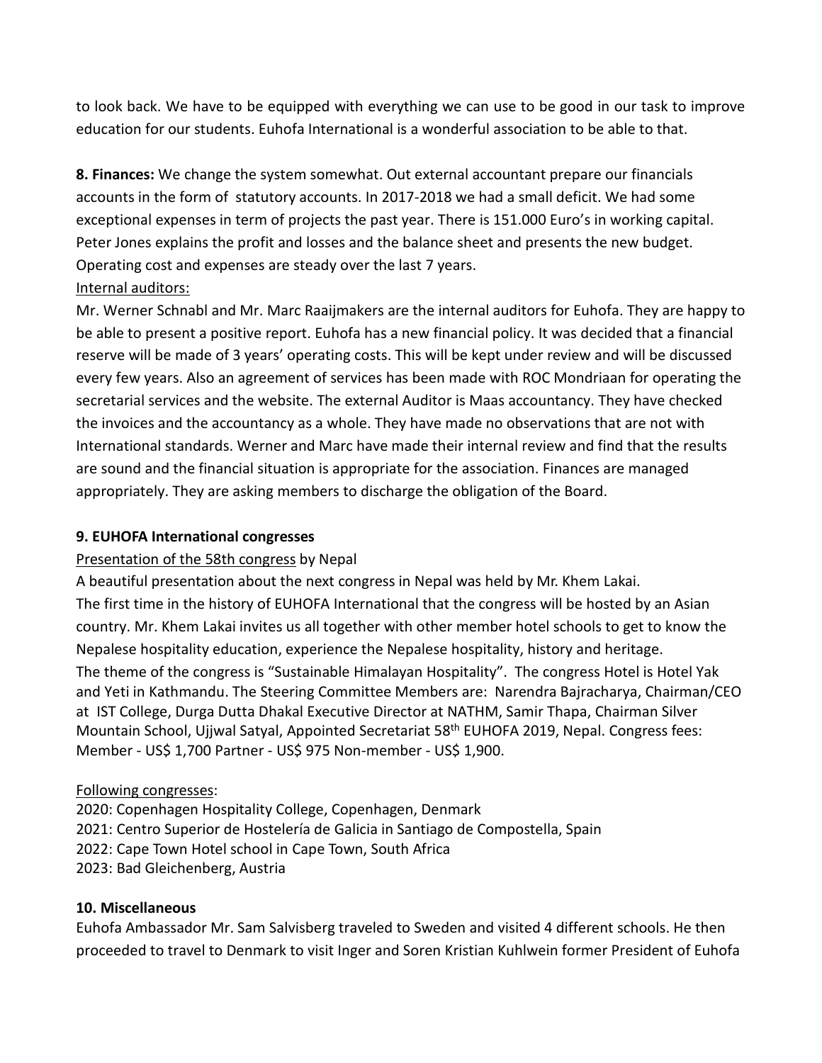to look back. We have to be equipped with everything we can use to be good in our task to improve education for our students. Euhofa International is a wonderful association to be able to that.

**8. Finances:** We change the system somewhat. Out external accountant prepare our financials accounts in the form of statutory accounts. In 2017-2018 we had a small deficit. We had some exceptional expenses in term of projects the past year. There is 151.000 Euro's in working capital. Peter Jones explains the profit and losses and the balance sheet and presents the new budget. Operating cost and expenses are steady over the last 7 years.

Internal auditors:

Mr. Werner Schnabl and Mr. Marc Raaijmakers are the internal auditors for Euhofa. They are happy to be able to present a positive report. Euhofa has a new financial policy. It was decided that a financial reserve will be made of 3 years' operating costs. This will be kept under review and will be discussed every few years. Also an agreement of services has been made with ROC Mondriaan for operating the secretarial services and the website. The external Auditor is Maas accountancy. They have checked the invoices and the accountancy as a whole. They have made no observations that are not with International standards. Werner and Marc have made their internal review and find that the results are sound and the financial situation is appropriate for the association. Finances are managed appropriately. They are asking members to discharge the obligation of the Board.

**9. EUHOFA International congresses**

Presentation of the 58th congress by Nepal

A beautiful presentation about the next congress in Nepal was held by Mr. Khem Lakai. The first time in the history of EUHOFA International that the congress will be hosted by an Asian country. Mr. Khem Lakai invites us all together with other member hotel schools to get to know the Nepalese hospitality education, experience the Nepalese hospitality, history and heritage. The theme of the congress is "Sustainable Himalayan Hospitality". The congress Hotel is Hotel Yak and Yeti in Kathmandu. The Steering Committee Members are: Narendra Bajracharya, Chairman/CEO at IST College, Durga Dutta Dhakal Executive Director at NATHM, Samir Thapa, Chairman Silver Mountain School, Ujjwal Satyal, Appointed Secretariat 58th EUHOFA 2019, Nepal. Congress fees: Member - US$ 1,700 Partner - US$ 975 Non-member - US$ 1,900.

Following congresses:

2020: Copenhagen Hospitality College, Copenhagen, Denmark
2021: Centro Superior de Hostelería de Galicia in Santiago de Compostella, Spain
2022: Cape Town Hotel school in Cape Town, South Africa
2023: Bad Gleichenberg, Austria

**10. Miscellaneous**

Euhofa Ambassador Mr. Sam Salvisberg traveled to Sweden and visited 4 different schools. He then proceeded to travel to Denmark to visit Inger and Soren Kristian Kuhlwein former President of Euhofa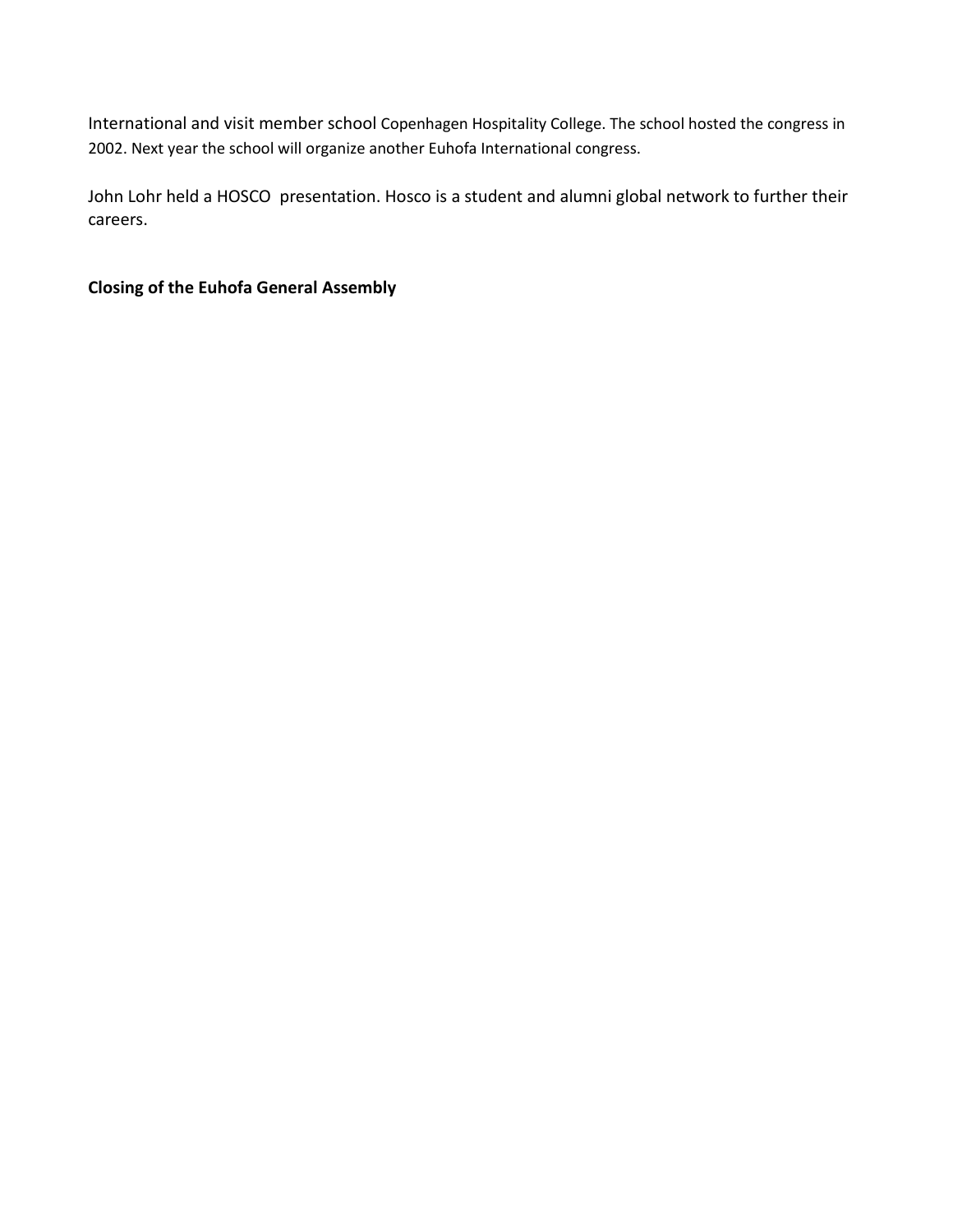International and visit member school Copenhagen Hospitality College. The school hosted the congress in 2002. Next year the school will organize another Euhofa International congress.

John Lohr held a HOSCO presentation. Hosco is a student and alumni global network to further their careers.

**Closing of the Euhofa General Assembly**